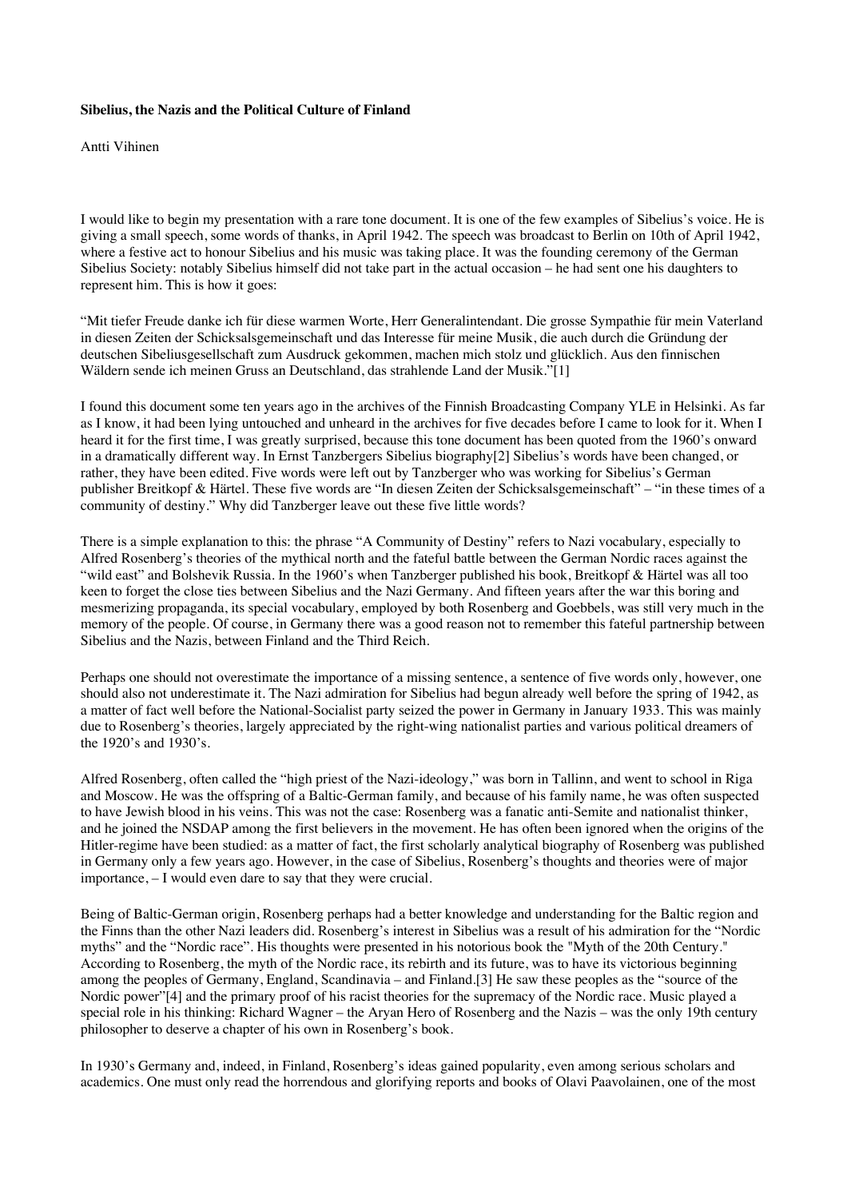**Sibelius, the Nazis and the Political Culture of Finland**

Antti Vihinen

I would like to begin my presentation with a rare tone document. It is one of the few examples of Sibelius's voice. He is giving a small speech, some words of thanks, in April 1942. The speech was broadcast to Berlin on 10th of April 1942, where a festive act to honour Sibelius and his music was taking place. It was the founding ceremony of the German Sibelius Society: notably Sibelius himself did not take part in the actual occasion – he had sent one his daughters to represent him. This is how it goes:

"Mit tiefer Freude danke ich für diese warmen Worte, Herr Generalintendant. Die grosse Sympathie für mein Vaterland in diesen Zeiten der Schicksalsgemeinschaft und das Interesse für meine Musik, die auch durch die Gründung der deutschen Sibeliusgesellschaft zum Ausdruck gekommen, machen mich stolz und glücklich. Aus den finnischen Wäldern sende ich meinen Gruss an Deutschland, das strahlende Land der Musik."[1]

I found this document some ten years ago in the archives of the Finnish Broadcasting Company YLE in Helsinki. As far as I know, it had been lying untouched and unheard in the archives for five decades before I came to look for it. When I heard it for the first time, I was greatly surprised, because this tone document has been quoted from the 1960's onward in a dramatically different way. In Ernst Tanzbergers Sibelius biography[2] Sibelius's words have been changed, or rather, they have been edited. Five words were left out by Tanzberger who was working for Sibelius's German publisher Breitkopf & Härtel. These five words are "In diesen Zeiten der Schicksalsgemeinschaft" – "in these times of a community of destiny." Why did Tanzberger leave out these five little words?

There is a simple explanation to this: the phrase "A Community of Destiny" refers to Nazi vocabulary, especially to Alfred Rosenberg's theories of the mythical north and the fateful battle between the German Nordic races against the "wild east" and Bolshevik Russia. In the 1960's when Tanzberger published his book, Breitkopf & Härtel was all too keen to forget the close ties between Sibelius and the Nazi Germany. And fifteen years after the war this boring and mesmerizing propaganda, its special vocabulary, employed by both Rosenberg and Goebbels, was still very much in the memory of the people. Of course, in Germany there was a good reason not to remember this fateful partnership between Sibelius and the Nazis, between Finland and the Third Reich.

Perhaps one should not overestimate the importance of a missing sentence, a sentence of five words only, however, one should also not underestimate it. The Nazi admiration for Sibelius had begun already well before the spring of 1942, as a matter of fact well before the National-Socialist party seized the power in Germany in January 1933. This was mainly due to Rosenberg's theories, largely appreciated by the right-wing nationalist parties and various political dreamers of the 1920's and 1930's.

Alfred Rosenberg, often called the "high priest of the Nazi-ideology," was born in Tallinn, and went to school in Riga and Moscow. He was the offspring of a Baltic-German family, and because of his family name, he was often suspected to have Jewish blood in his veins. This was not the case: Rosenberg was a fanatic anti-Semite and nationalist thinker, and he joined the NSDAP among the first believers in the movement. He has often been ignored when the origins of the Hitler-regime have been studied: as a matter of fact, the first scholarly analytical biography of Rosenberg was published in Germany only a few years ago. However, in the case of Sibelius, Rosenberg's thoughts and theories were of major importance, – I would even dare to say that they were crucial.

Being of Baltic-German origin, Rosenberg perhaps had a better knowledge and understanding for the Baltic region and the Finns than the other Nazi leaders did. Rosenberg's interest in Sibelius was a result of his admiration for the "Nordic myths" and the "Nordic race". His thoughts were presented in his notorious book the "Myth of the 20th Century." According to Rosenberg, the myth of the Nordic race, its rebirth and its future, was to have its victorious beginning among the peoples of Germany, England, Scandinavia – and Finland.[3] He saw these peoples as the "source of the Nordic power"[4] and the primary proof of his racist theories for the supremacy of the Nordic race. Music played a special role in his thinking: Richard Wagner – the Aryan Hero of Rosenberg and the Nazis – was the only 19th century philosopher to deserve a chapter of his own in Rosenberg's book.

In 1930's Germany and, indeed, in Finland, Rosenberg's ideas gained popularity, even among serious scholars and academics. One must only read the horrendous and glorifying reports and books of Olavi Paavolainen, one of the most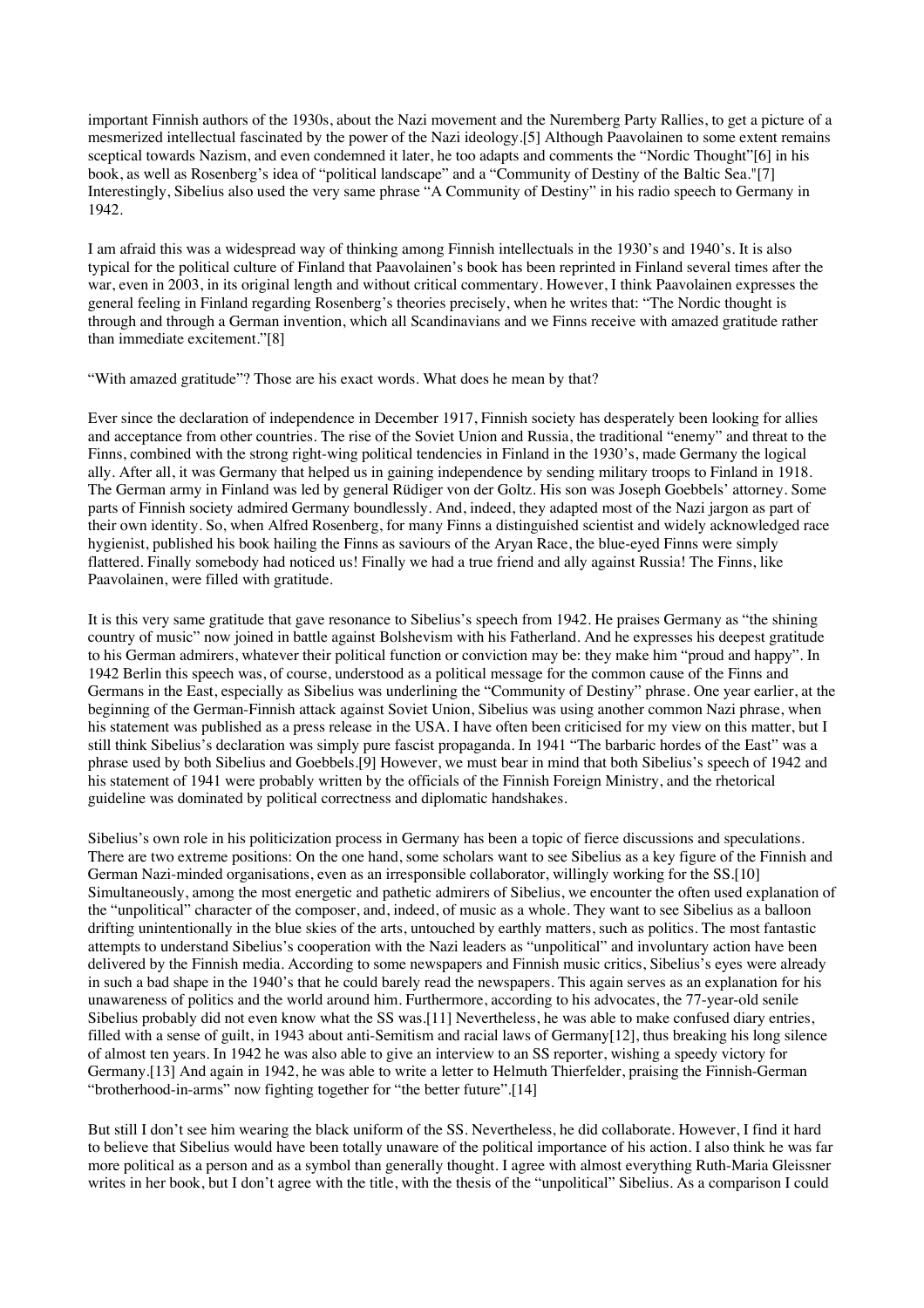important Finnish authors of the 1930s, about the Nazi movement and the Nuremberg Party Rallies, to get a picture of a mesmerized intellectual fascinated by the power of the Nazi ideology.[5] Although Paavolainen to some extent remains sceptical towards Nazism, and even condemned it later, he too adapts and comments the "Nordic Thought"[6] in his book, as well as Rosenberg's idea of "political landscape" and a "Community of Destiny of the Baltic Sea."[7] Interestingly, Sibelius also used the very same phrase "A Community of Destiny" in his radio speech to Germany in 1942.

I am afraid this was a widespread way of thinking among Finnish intellectuals in the 1930's and 1940's. It is also typical for the political culture of Finland that Paavolainen's book has been reprinted in Finland several times after the war, even in 2003, in its original length and without critical commentary. However, I think Paavolainen expresses the general feeling in Finland regarding Rosenberg's theories precisely, when he writes that: "The Nordic thought is through and through a German invention, which all Scandinavians and we Finns receive with amazed gratitude rather than immediate excitement."[8]

"With amazed gratitude"? Those are his exact words. What does he mean by that?

Ever since the declaration of independence in December 1917, Finnish society has desperately been looking for allies and acceptance from other countries. The rise of the Soviet Union and Russia, the traditional "enemy" and threat to the Finns, combined with the strong right-wing political tendencies in Finland in the 1930's, made Germany the logical ally. After all, it was Germany that helped us in gaining independence by sending military troops to Finland in 1918. The German army in Finland was led by general Rüdiger von der Goltz. His son was Joseph Goebbels' attorney. Some parts of Finnish society admired Germany boundlessly. And, indeed, they adapted most of the Nazi jargon as part of their own identity. So, when Alfred Rosenberg, for many Finns a distinguished scientist and widely acknowledged race hygienist, published his book hailing the Finns as saviours of the Aryan Race, the blue-eyed Finns were simply flattered. Finally somebody had noticed us! Finally we had a true friend and ally against Russia! The Finns, like Paavolainen, were filled with gratitude.

It is this very same gratitude that gave resonance to Sibelius's speech from 1942. He praises Germany as "the shining country of music" now joined in battle against Bolshevism with his Fatherland. And he expresses his deepest gratitude to his German admirers, whatever their political function or conviction may be: they make him "proud and happy". In 1942 Berlin this speech was, of course, understood as a political message for the common cause of the Finns and Germans in the East, especially as Sibelius was underlining the "Community of Destiny" phrase. One year earlier, at the beginning of the German-Finnish attack against Soviet Union, Sibelius was using another common Nazi phrase, when his statement was published as a press release in the USA. I have often been criticised for my view on this matter, but I still think Sibelius's declaration was simply pure fascist propaganda. In 1941 "The barbaric hordes of the East" was a phrase used by both Sibelius and Goebbels.[9] However, we must bear in mind that both Sibelius's speech of 1942 and his statement of 1941 were probably written by the officials of the Finnish Foreign Ministry, and the rhetorical guideline was dominated by political correctness and diplomatic handshakes.

Sibelius's own role in his politicization process in Germany has been a topic of fierce discussions and speculations. There are two extreme positions: On the one hand, some scholars want to see Sibelius as a key figure of the Finnish and German Nazi-minded organisations, even as an irresponsible collaborator, willingly working for the SS.[10] Simultaneously, among the most energetic and pathetic admirers of Sibelius, we encounter the often used explanation of the "unpolitical" character of the composer, and, indeed, of music as a whole. They want to see Sibelius as a balloon drifting unintentionally in the blue skies of the arts, untouched by earthly matters, such as politics. The most fantastic attempts to understand Sibelius's cooperation with the Nazi leaders as "unpolitical" and involuntary action have been delivered by the Finnish media. According to some newspapers and Finnish music critics, Sibelius's eyes were already in such a bad shape in the 1940's that he could barely read the newspapers. This again serves as an explanation for his unawareness of politics and the world around him. Furthermore, according to his advocates, the 77-year-old senile Sibelius probably did not even know what the SS was.[11] Nevertheless, he was able to make confused diary entries, filled with a sense of guilt, in 1943 about anti-Semitism and racial laws of Germany[12], thus breaking his long silence of almost ten years. In 1942 he was also able to give an interview to an SS reporter, wishing a speedy victory for Germany.[13] And again in 1942, he was able to write a letter to Helmuth Thierfelder, praising the Finnish-German "brotherhood-in-arms" now fighting together for "the better future".[14]

But still I don't see him wearing the black uniform of the SS. Nevertheless, he did collaborate. However, I find it hard to believe that Sibelius would have been totally unaware of the political importance of his action. I also think he was far more political as a person and as a symbol than generally thought. I agree with almost everything Ruth-Maria Gleissner writes in her book, but I don't agree with the title, with the thesis of the "unpolitical" Sibelius. As a comparison I could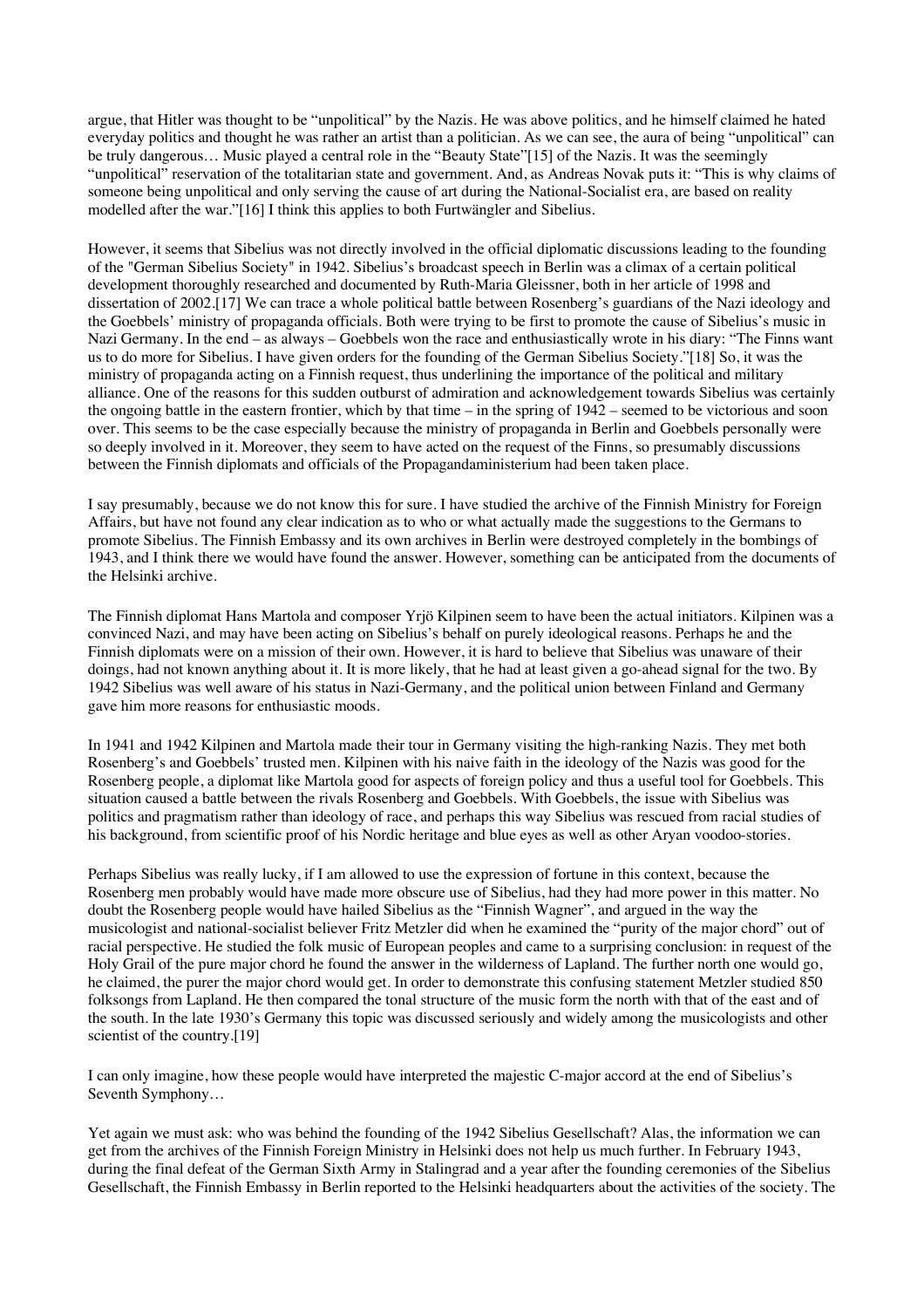argue, that Hitler was thought to be "unpolitical" by the Nazis. He was above politics, and he himself claimed he hated everyday politics and thought he was rather an artist than a politician. As we can see, the aura of being "unpolitical" can be truly dangerous… Music played a central role in the "Beauty State"[15] of the Nazis. It was the seemingly "unpolitical" reservation of the totalitarian state and government. And, as Andreas Novak puts it: "This is why claims of someone being unpolitical and only serving the cause of art during the National-Socialist era, are based on reality modelled after the war."[16] I think this applies to both Furtwängler and Sibelius.

However, it seems that Sibelius was not directly involved in the official diplomatic discussions leading to the founding of the "German Sibelius Society" in 1942. Sibelius's broadcast speech in Berlin was a climax of a certain political development thoroughly researched and documented by Ruth-Maria Gleissner, both in her article of 1998 and dissertation of 2002.[17] We can trace a whole political battle between Rosenberg's guardians of the Nazi ideology and the Goebbels' ministry of propaganda officials. Both were trying to be first to promote the cause of Sibelius's music in Nazi Germany. In the end – as always – Goebbels won the race and enthusiastically wrote in his diary: "The Finns want us to do more for Sibelius. I have given orders for the founding of the German Sibelius Society."[18] So, it was the ministry of propaganda acting on a Finnish request, thus underlining the importance of the political and military alliance. One of the reasons for this sudden outburst of admiration and acknowledgement towards Sibelius was certainly the ongoing battle in the eastern frontier, which by that time – in the spring of 1942 – seemed to be victorious and soon over. This seems to be the case especially because the ministry of propaganda in Berlin and Goebbels personally were so deeply involved in it. Moreover, they seem to have acted on the request of the Finns, so presumably discussions between the Finnish diplomats and officials of the Propagandaministerium had been taken place.

I say presumably, because we do not know this for sure. I have studied the archive of the Finnish Ministry for Foreign Affairs, but have not found any clear indication as to who or what actually made the suggestions to the Germans to promote Sibelius. The Finnish Embassy and its own archives in Berlin were destroyed completely in the bombings of 1943, and I think there we would have found the answer. However, something can be anticipated from the documents of the Helsinki archive.

The Finnish diplomat Hans Martola and composer Yrjö Kilpinen seem to have been the actual initiators. Kilpinen was a convinced Nazi, and may have been acting on Sibelius's behalf on purely ideological reasons. Perhaps he and the Finnish diplomats were on a mission of their own. However, it is hard to believe that Sibelius was unaware of their doings, had not known anything about it. It is more likely, that he had at least given a go-ahead signal for the two. By 1942 Sibelius was well aware of his status in Nazi-Germany, and the political union between Finland and Germany gave him more reasons for enthusiastic moods.

In 1941 and 1942 Kilpinen and Martola made their tour in Germany visiting the high-ranking Nazis. They met both Rosenberg's and Goebbels' trusted men. Kilpinen with his naive faith in the ideology of the Nazis was good for the Rosenberg people, a diplomat like Martola good for aspects of foreign policy and thus a useful tool for Goebbels. This situation caused a battle between the rivals Rosenberg and Goebbels. With Goebbels, the issue with Sibelius was politics and pragmatism rather than ideology of race, and perhaps this way Sibelius was rescued from racial studies of his background, from scientific proof of his Nordic heritage and blue eyes as well as other Aryan voodoo-stories.

Perhaps Sibelius was really lucky, if I am allowed to use the expression of fortune in this context, because the Rosenberg men probably would have made more obscure use of Sibelius, had they had more power in this matter. No doubt the Rosenberg people would have hailed Sibelius as the "Finnish Wagner", and argued in the way the musicologist and national-socialist believer Fritz Metzler did when he examined the "purity of the major chord" out of racial perspective. He studied the folk music of European peoples and came to a surprising conclusion: in request of the Holy Grail of the pure major chord he found the answer in the wilderness of Lapland. The further north one would go, he claimed, the purer the major chord would get. In order to demonstrate this confusing statement Metzler studied 850 folksongs from Lapland. He then compared the tonal structure of the music form the north with that of the east and of the south. In the late 1930's Germany this topic was discussed seriously and widely among the musicologists and other scientist of the country.[19]

I can only imagine, how these people would have interpreted the majestic C-major accord at the end of Sibelius's Seventh Symphony…

Yet again we must ask: who was behind the founding of the 1942 Sibelius Gesellschaft? Alas, the information we can get from the archives of the Finnish Foreign Ministry in Helsinki does not help us much further. In February 1943, during the final defeat of the German Sixth Army in Stalingrad and a year after the founding ceremonies of the Sibelius Gesellschaft, the Finnish Embassy in Berlin reported to the Helsinki headquarters about the activities of the society. The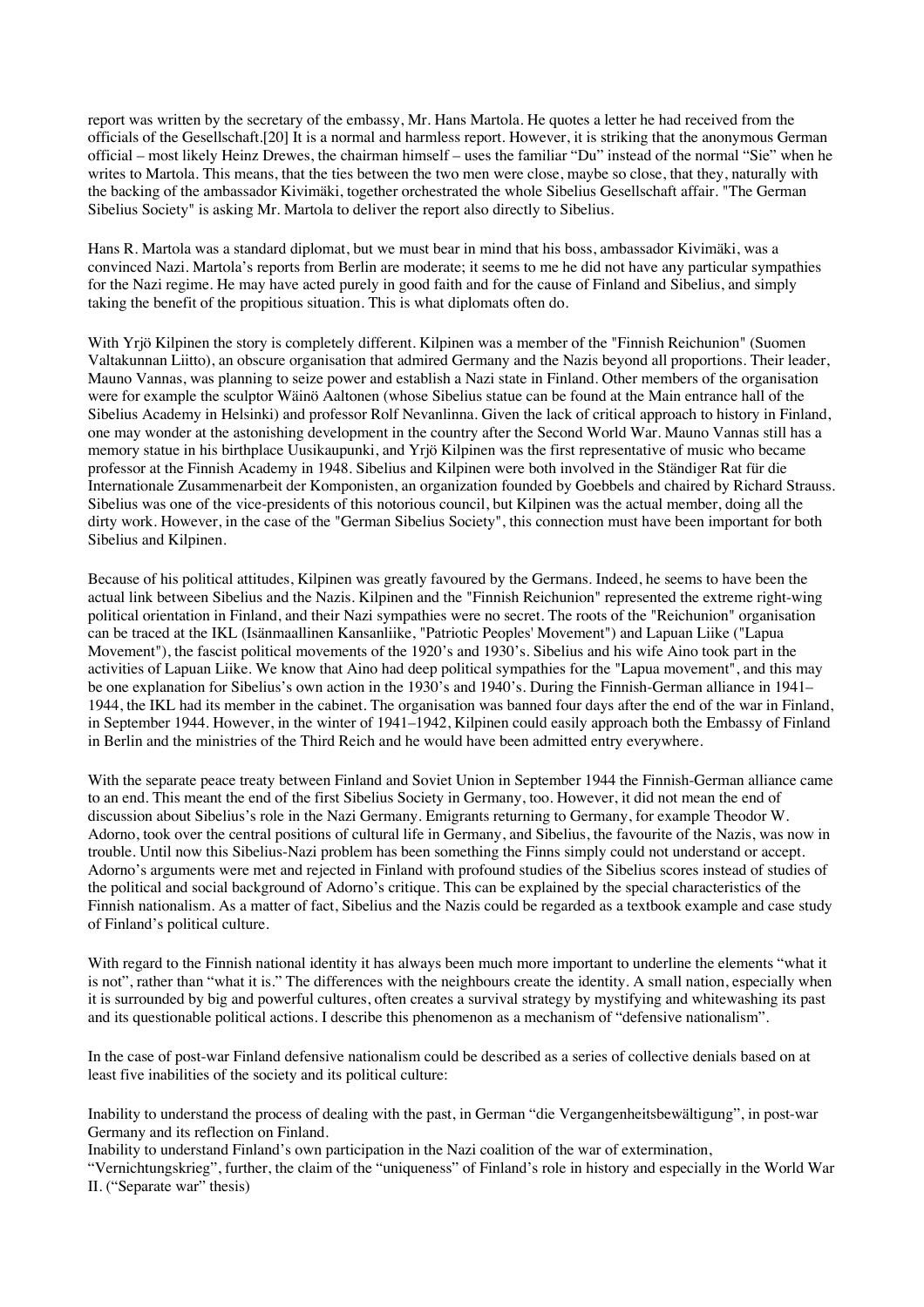report was written by the secretary of the embassy, Mr. Hans Martola. He quotes a letter he had received from the officials of the Gesellschaft.[20] It is a normal and harmless report. However, it is striking that the anonymous German official – most likely Heinz Drewes, the chairman himself – uses the familiar "Du" instead of the normal "Sie" when he writes to Martola. This means, that the ties between the two men were close, maybe so close, that they, naturally with the backing of the ambassador Kivimäki, together orchestrated the whole Sibelius Gesellschaft affair. "The German Sibelius Society" is asking Mr. Martola to deliver the report also directly to Sibelius.

Hans R. Martola was a standard diplomat, but we must bear in mind that his boss, ambassador Kivimäki, was a convinced Nazi. Martola's reports from Berlin are moderate; it seems to me he did not have any particular sympathies for the Nazi regime. He may have acted purely in good faith and for the cause of Finland and Sibelius, and simply taking the benefit of the propitious situation. This is what diplomats often do.

With Yrjö Kilpinen the story is completely different. Kilpinen was a member of the "Finnish Reichunion" (Suomen Valtakunnan Liitto), an obscure organisation that admired Germany and the Nazis beyond all proportions. Their leader, Mauno Vannas, was planning to seize power and establish a Nazi state in Finland. Other members of the organisation were for example the sculptor Wäinö Aaltonen (whose Sibelius statue can be found at the Main entrance hall of the Sibelius Academy in Helsinki) and professor Rolf Nevanlinna. Given the lack of critical approach to history in Finland, one may wonder at the astonishing development in the country after the Second World War. Mauno Vannas still has a memory statue in his birthplace Uusikaupunki, and Yrjö Kilpinen was the first representative of music who became professor at the Finnish Academy in 1948. Sibelius and Kilpinen were both involved in the Ständiger Rat für die Internationale Zusammenarbeit der Komponisten, an organization founded by Goebbels and chaired by Richard Strauss. Sibelius was one of the vice-presidents of this notorious council, but Kilpinen was the actual member, doing all the dirty work. However, in the case of the "German Sibelius Society", this connection must have been important for both Sibelius and Kilpinen.

Because of his political attitudes, Kilpinen was greatly favoured by the Germans. Indeed, he seems to have been the actual link between Sibelius and the Nazis. Kilpinen and the "Finnish Reichunion" represented the extreme right-wing political orientation in Finland, and their Nazi sympathies were no secret. The roots of the "Reichunion" organisation can be traced at the IKL (Isänmaallinen Kansanliike, "Patriotic Peoples' Movement") and Lapuan Liike ("Lapua Movement"), the fascist political movements of the 1920's and 1930's. Sibelius and his wife Aino took part in the activities of Lapuan Liike. We know that Aino had deep political sympathies for the "Lapua movement", and this may be one explanation for Sibelius's own action in the 1930's and 1940's. During the Finnish-German alliance in 1941–1944, the IKL had its member in the cabinet. The organisation was banned four days after the end of the war in Finland, in September 1944. However, in the winter of 1941–1942, Kilpinen could easily approach both the Embassy of Finland in Berlin and the ministries of the Third Reich and he would have been admitted entry everywhere.

With the separate peace treaty between Finland and Soviet Union in September 1944 the Finnish-German alliance came to an end. This meant the end of the first Sibelius Society in Germany, too. However, it did not mean the end of discussion about Sibelius's role in the Nazi Germany. Emigrants returning to Germany, for example Theodor W. Adorno, took over the central positions of cultural life in Germany, and Sibelius, the favourite of the Nazis, was now in trouble. Until now this Sibelius-Nazi problem has been something the Finns simply could not understand or accept. Adorno's arguments were met and rejected in Finland with profound studies of the Sibelius scores instead of studies of the political and social background of Adorno's critique. This can be explained by the special characteristics of the Finnish nationalism. As a matter of fact, Sibelius and the Nazis could be regarded as a textbook example and case study of Finland's political culture.

With regard to the Finnish national identity it has always been much more important to underline the elements "what it is not", rather than "what it is." The differences with the neighbours create the identity. A small nation, especially when it is surrounded by big and powerful cultures, often creates a survival strategy by mystifying and whitewashing its past and its questionable political actions. I describe this phenomenon as a mechanism of "defensive nationalism".

In the case of post-war Finland defensive nationalism could be described as a series of collective denials based on at least five inabilities of the society and its political culture:

Inability to understand the process of dealing with the past, in German "die Vergangenheitsbewältigung", in post-war Germany and its reflection on Finland.

Inability to understand Finland's own participation in the Nazi coalition of the war of extermination, "Vernichtungskrieg", further, the claim of the "uniqueness" of Finland's role in history and especially in the World War II. ("Separate war" thesis)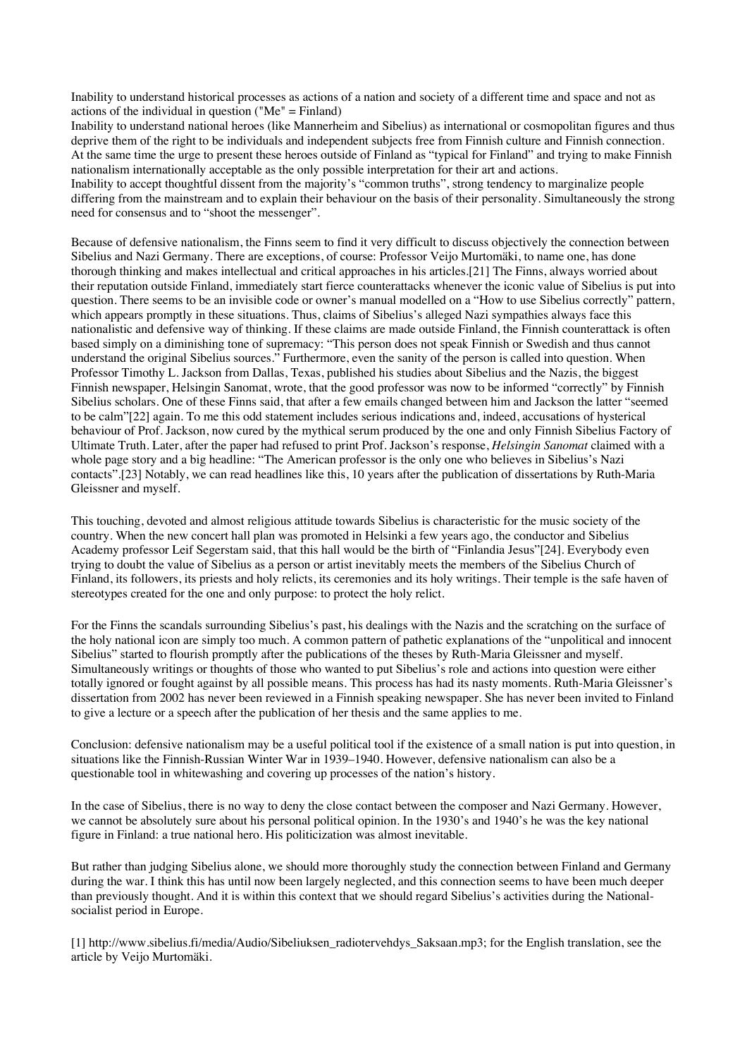Inability to understand historical processes as actions of a nation and society of a different time and space and not as actions of the individual in question ("Me" = Finland)
Inability to understand national heroes (like Mannerheim and Sibelius) as international or cosmopolitan figures and thus deprive them of the right to be individuals and independent subjects free from Finnish culture and Finnish connection. At the same time the urge to present these heroes outside of Finland as "typical for Finland" and trying to make Finnish nationalism internationally acceptable as the only possible interpretation for their art and actions.
Inability to accept thoughtful dissent from the majority's "common truths", strong tendency to marginalize people differing from the mainstream and to explain their behaviour on the basis of their personality. Simultaneously the strong need for consensus and to "shoot the messenger".

Because of defensive nationalism, the Finns seem to find it very difficult to discuss objectively the connection between Sibelius and Nazi Germany. There are exceptions, of course: Professor Veijo Murtomäki, to name one, has done thorough thinking and makes intellectual and critical approaches in his articles.[21] The Finns, always worried about their reputation outside Finland, immediately start fierce counterattacks whenever the iconic value of Sibelius is put into question. There seems to be an invisible code or owner's manual modelled on a "How to use Sibelius correctly" pattern, which appears promptly in these situations. Thus, claims of Sibelius's alleged Nazi sympathies always face this nationalistic and defensive way of thinking. If these claims are made outside Finland, the Finnish counterattack is often based simply on a diminishing tone of supremacy: "This person does not speak Finnish or Swedish and thus cannot understand the original Sibelius sources." Furthermore, even the sanity of the person is called into question. When Professor Timothy L. Jackson from Dallas, Texas, published his studies about Sibelius and the Nazis, the biggest Finnish newspaper, Helsingin Sanomat, wrote, that the good professor was now to be informed "correctly" by Finnish Sibelius scholars. One of these Finns said, that after a few emails changed between him and Jackson the latter "seemed to be calm"[22] again. To me this odd statement includes serious indications and, indeed, accusations of hysterical behaviour of Prof. Jackson, now cured by the mythical serum produced by the one and only Finnish Sibelius Factory of Ultimate Truth. Later, after the paper had refused to print Prof. Jackson's response, *Helsingin Sanomat* claimed with a whole page story and a big headline: "The American professor is the only one who believes in Sibelius's Nazi contacts".[23] Notably, we can read headlines like this, 10 years after the publication of dissertations by Ruth-Maria Gleissner and myself.

This touching, devoted and almost religious attitude towards Sibelius is characteristic for the music society of the country. When the new concert hall plan was promoted in Helsinki a few years ago, the conductor and Sibelius Academy professor Leif Segerstam said, that this hall would be the birth of "Finlandia Jesus"[24]. Everybody even trying to doubt the value of Sibelius as a person or artist inevitably meets the members of the Sibelius Church of Finland, its followers, its priests and holy relicts, its ceremonies and its holy writings. Their temple is the safe haven of stereotypes created for the one and only purpose: to protect the holy relict.

For the Finns the scandals surrounding Sibelius's past, his dealings with the Nazis and the scratching on the surface of the holy national icon are simply too much. A common pattern of pathetic explanations of the "unpolitical and innocent Sibelius" started to flourish promptly after the publications of the theses by Ruth-Maria Gleissner and myself. Simultaneously writings or thoughts of those who wanted to put Sibelius's role and actions into question were either totally ignored or fought against by all possible means. This process has had its nasty moments. Ruth-Maria Gleissner's dissertation from 2002 has never been reviewed in a Finnish speaking newspaper. She has never been invited to Finland to give a lecture or a speech after the publication of her thesis and the same applies to me.

Conclusion: defensive nationalism may be a useful political tool if the existence of a small nation is put into question, in situations like the Finnish-Russian Winter War in 1939–1940. However, defensive nationalism can also be a questionable tool in whitewashing and covering up processes of the nation's history.

In the case of Sibelius, there is no way to deny the close contact between the composer and Nazi Germany. However, we cannot be absolutely sure about his personal political opinion. In the 1930's and 1940's he was the key national figure in Finland: a true national hero. His politicization was almost inevitable.

But rather than judging Sibelius alone, we should more thoroughly study the connection between Finland and Germany during the war. I think this has until now been largely neglected, and this connection seems to have been much deeper than previously thought. And it is within this context that we should regard Sibelius's activities during the National-socialist period in Europe.

[1] http://www.sibelius.fi/media/Audio/Sibeliuksen_radiotervehdys_Saksaan.mp3; for the English translation, see the article by Veijo Murtomäki.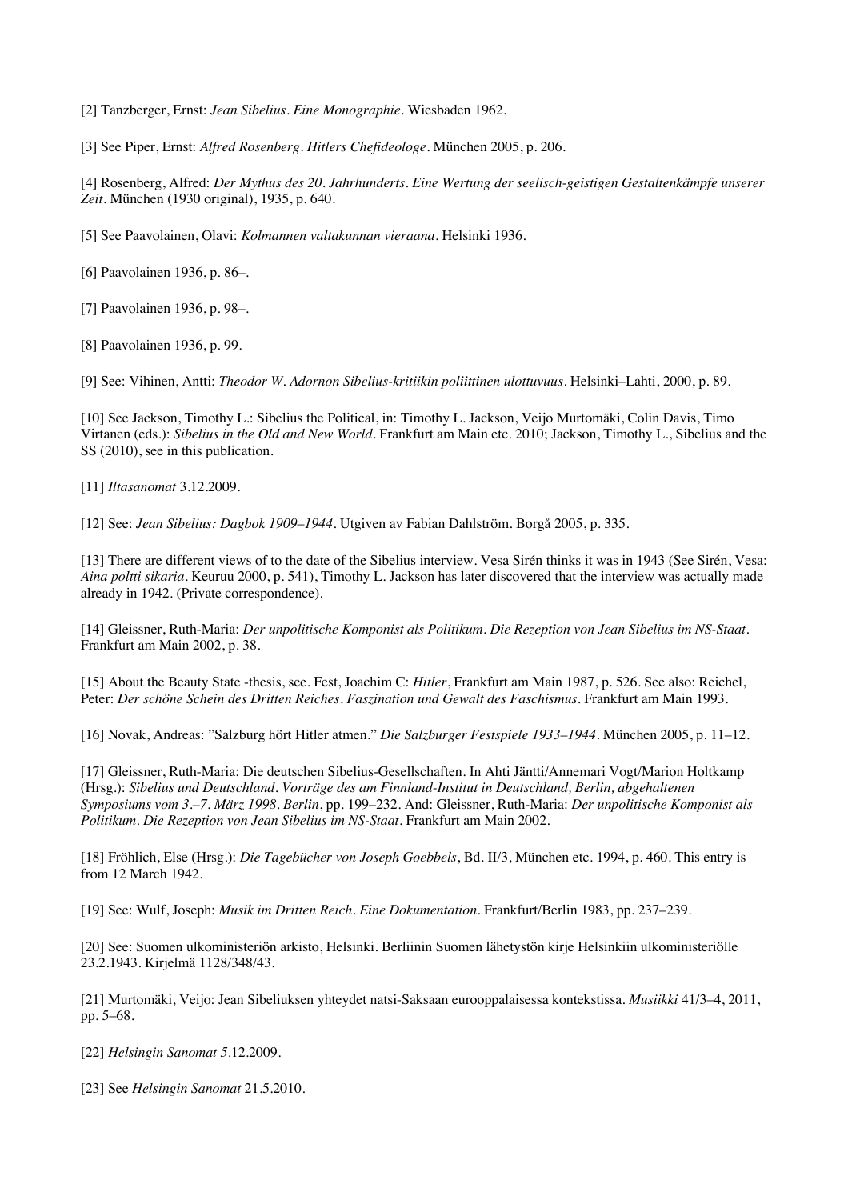[2] Tanzberger, Ernst: *Jean Sibelius. Eine Monographie*. Wiesbaden 1962.

[3] See Piper, Ernst: *Alfred Rosenberg. Hitlers Chefideologe*. München 2005, p. 206.

[4] Rosenberg, Alfred: *Der Mythus des 20. Jahrhunderts. Eine Wertung der seelisch-geistigen Gestaltenkämpfe unserer Zeit*. München (1930 original), 1935, p. 640.

[5] See Paavolainen, Olavi: *Kolmannen valtakunnan vieraana*. Helsinki 1936.

[6] Paavolainen 1936, p. 86–.

[7] Paavolainen 1936, p. 98–.

[8] Paavolainen 1936, p. 99.

[9] See: Vihinen, Antti: *Theodor W. Adornon Sibelius-kritiikin poliittinen ulottuvuus*. Helsinki–Lahti, 2000, p. 89.

[10] See Jackson, Timothy L.: Sibelius the Political, in: Timothy L. Jackson, Veijo Murtomäki, Colin Davis, Timo Virtanen (eds.): *Sibelius in the Old and New World*. Frankfurt am Main etc. 2010; Jackson, Timothy L., Sibelius and the SS (2010), see in this publication.

[11] *Iltasanomat* 3.12.2009.

[12] See: *Jean Sibelius: Dagbok 1909–1944*. Utgiven av Fabian Dahlström. Borgå 2005, p. 335.

[13] There are different views of to the date of the Sibelius interview. Vesa Sirén thinks it was in 1943 (See Sirén, Vesa: *Aina poltti sikaria*. Keuruu 2000, p. 541), Timothy L. Jackson has later discovered that the interview was actually made already in 1942. (Private correspondence).

[14] Gleissner, Ruth-Maria: *Der unpolitische Komponist als Politikum. Die Rezeption von Jean Sibelius im NS-Staat*. Frankfurt am Main 2002, p. 38.

[15] About the Beauty State -thesis, see. Fest, Joachim C: *Hitler*, Frankfurt am Main 1987, p. 526. See also: Reichel, Peter: *Der schöne Schein des Dritten Reiches. Faszination und Gewalt des Faschismus*. Frankfurt am Main 1993.

[16] Novak, Andreas: "Salzburg hört Hitler atmen." *Die Salzburger Festspiele 1933–1944*. München 2005, p. 11–12.

[17] Gleissner, Ruth-Maria: Die deutschen Sibelius-Gesellschaften. In Ahti Jäntti/Annemari Vogt/Marion Holtkamp (Hrsg.): *Sibelius und Deutschland. Vorträge des am Finnland-Institut in Deutschland, Berlin, abgehaltenen Symposiums vom 3.–7. März 1998. Berlin*, pp. 199–232. And: Gleissner, Ruth-Maria: *Der unpolitische Komponist als Politikum. Die Rezeption von Jean Sibelius im NS-Staat*. Frankfurt am Main 2002.

[18] Fröhlich, Else (Hrsg.): *Die Tagebücher von Joseph Goebbels*, Bd. II/3, München etc. 1994, p. 460. This entry is from 12 March 1942.

[19] See: Wulf, Joseph: *Musik im Dritten Reich. Eine Dokumentation*. Frankfurt/Berlin 1983, pp. 237–239.

[20] See: Suomen ulkoministeriön arkisto, Helsinki. Berliinin Suomen lähetystön kirje Helsinkiin ulkoministeriölle 23.2.1943. Kirjelmä 1128/348/43.

[21] Murtomäki, Veijo: Jean Sibeliuksen yhteydet natsi-Saksaan eurooppalaisessa kontekstissa. *Musiikki* 41/3–4, 2011, pp. 5–68.

[22] *Helsingin Sanomat* 5.12.2009.

[23] See *Helsingin Sanomat* 21.5.2010.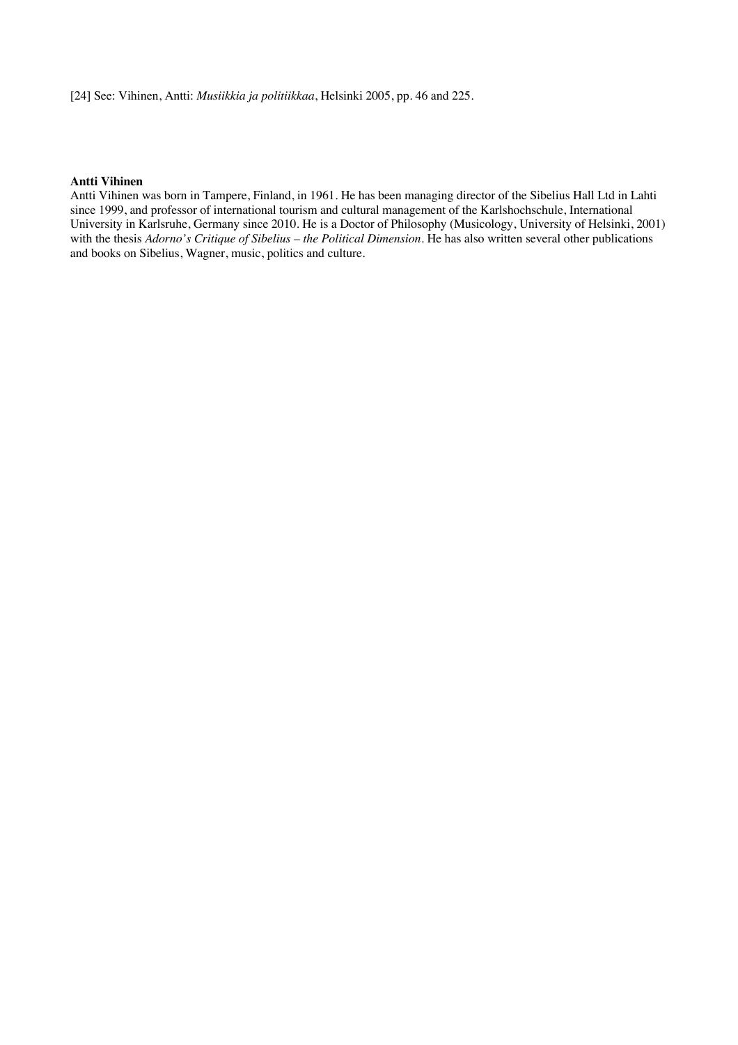[24] See: Vihinen, Antti: *Musiikkia ja politiikkaa*, Helsinki 2005, pp. 46 and 225.

**Antti Vihinen**

Antti Vihinen was born in Tampere, Finland, in 1961. He has been managing director of the Sibelius Hall Ltd in Lahti since 1999, and professor of international tourism and cultural management of the Karlshochschule, International University in Karlsruhe, Germany since 2010. He is a Doctor of Philosophy (Musicology, University of Helsinki, 2001) with the thesis *Adorno's Critique of Sibelius – the Political Dimension*. He has also written several other publications and books on Sibelius, Wagner, music, politics and culture.